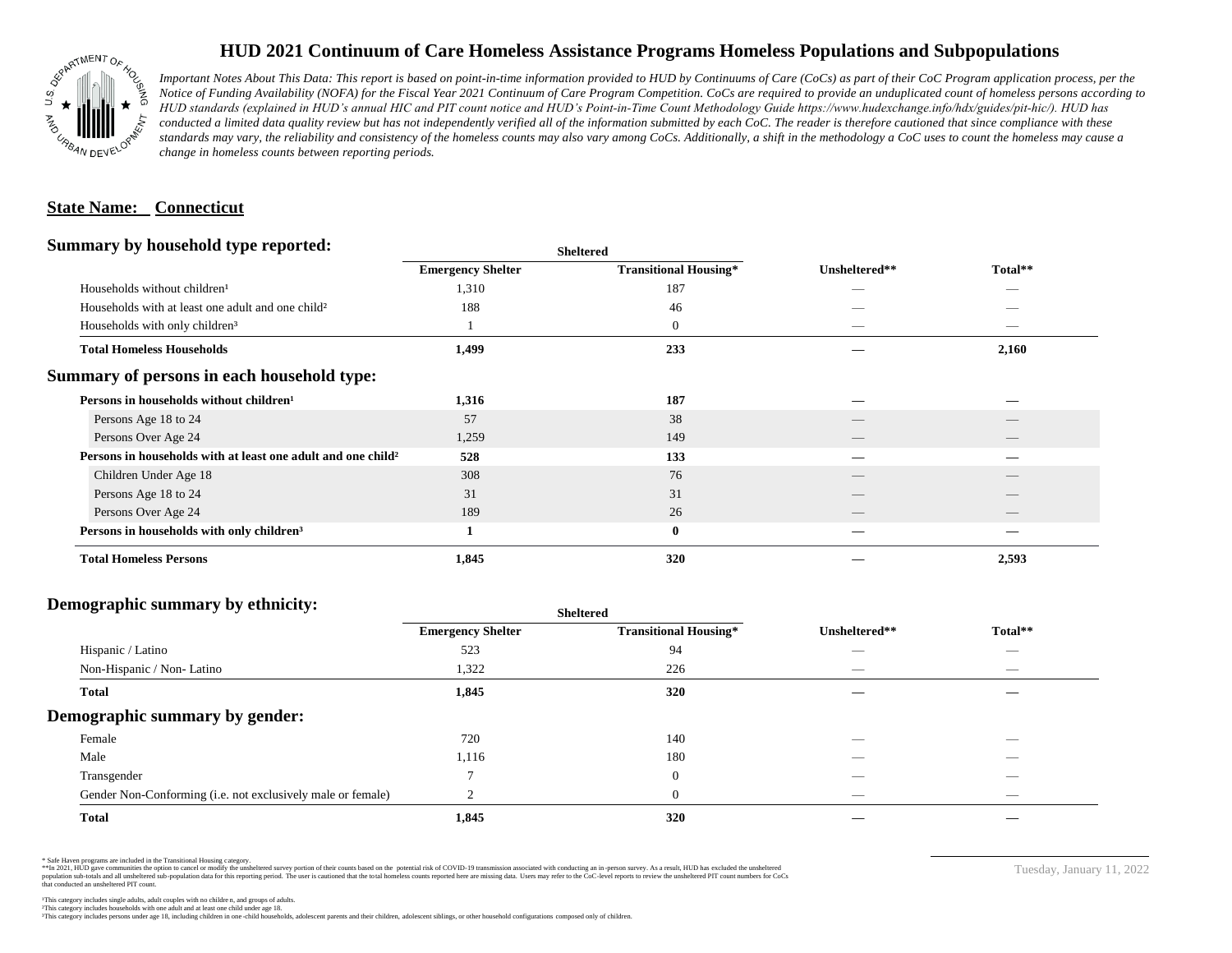# HUD 2021 Continuum of Care Homeless Assistance Programs Homeless Populations and Subpopulations

*Important Notes About This Data: This report is based on point-in-time information provided to HUD by Continuums of Care (CoCs) as part of their CoC Program application process, per the Notice of Funding Availability (NOFA) for the Fiscal Year 2021 Continuum of Care Program Competition. CoCs are required to provide an unduplicated count of homeless persons according to HUD standards (explained in HUD's annual HIC and PIT count notice and HUD's Point-in-Time Count Methodology Guide https://www.hudexchange.info/hdx/guides/pit-hic/). HUD has conducted a limited data quality review but has not independently verified all of the information submitted by each CoC. The reader is therefore cautioned that since compliance with these standards may vary, the reliability and consistency of the homeless counts may also vary among CoCs. Additionally, a shift in the methodology a CoC uses to count the homeless may cause a change in homeless counts between reporting periods.*

## State Name: Connecticut

### Summary by household type reported:

| | Sheltered | | | |
|---|---|---|---|---|
| | Emergency Shelter | Transitional Housing* | Unsheltered** | Total** |
| Households without children¹ | 1,310 | 187 | — | — |
| Households with at least one adult and one child² | 188 | 46 | — | — |
| Households with only children³ | 1 | 0 | — | — |
| **Total Homeless Households** | **1,499** | **233** | **—** | **2,160** |

### Summary of persons in each household type:

| | Emergency Shelter | Transitional Housing* | Unsheltered** | Total** |
|---|---|---|---|---|
| **Persons in households without children¹** | **1,316** | **187** | **—** | **—** |
| Persons Age 18 to 24 | 57 | 38 | — | — |
| Persons Over Age 24 | 1,259 | 149 | — | — |
| **Persons in households with at least one adult and one child²** | **528** | **133** | **—** | **—** |
| Children Under Age 18 | 308 | 76 | — | — |
| Persons Age 18 to 24 | 31 | 31 | — | — |
| Persons Over Age 24 | 189 | 26 | — | — |
| **Persons in households with only children³** | **1** | **0** | **—** | **—** |
| **Total Homeless Persons** | **1,845** | **320** | **—** | **2,593** |

### Demographic summary by ethnicity:

| | Sheltered | | | |
|---|---|---|---|---|
| | Emergency Shelter | Transitional Housing* | Unsheltered** | Total** |
| Hispanic / Latino | 523 | 94 | — | — |
| Non-Hispanic / Non- Latino | 1,322 | 226 | — | — |
| **Total** | **1,845** | **320** | **—** | **—** |

### Demographic summary by gender:

| | Emergency Shelter | Transitional Housing* | Unsheltered** | Total** |
|---|---|---|---|---|
| Female | 720 | 140 | — | — |
| Male | 1,116 | 180 | — | — |
| Transgender | 7 | 0 | — | — |
| Gender Non-Conforming (i.e. not exclusively male or female) | 2 | 0 | — | — |
| **Total** | **1,845** | **320** | **—** | **—** |

\* Safe Haven programs are included in the Transitional Housing category.
\*\*In 2021, HUD gave communities the option to cancel or modify the unsheltered survey portion of their counts based on the potential risk of COVID-19 transmission associated with conducting an in-person survey. As a result, HUD has excluded the unsheltered population sub-totals and all unsheltered sub-population data for this reporting period. The user is cautioned that the total homeless counts reported here are missing data. Users may refer to the CoC-level reports to review the unsheltered PIT count numbers for CoCs that conducted an unsheltered PIT count.

¹This category includes single adults, adult couples with no children, and groups of adults.
²This category includes households with one adult and at least one child under age 18.
³This category includes persons under age 18, including children in one-child households, adolescent parents and their children, adolescent siblings, or other household configurations composed only of children.

Tuesday, January 11, 2022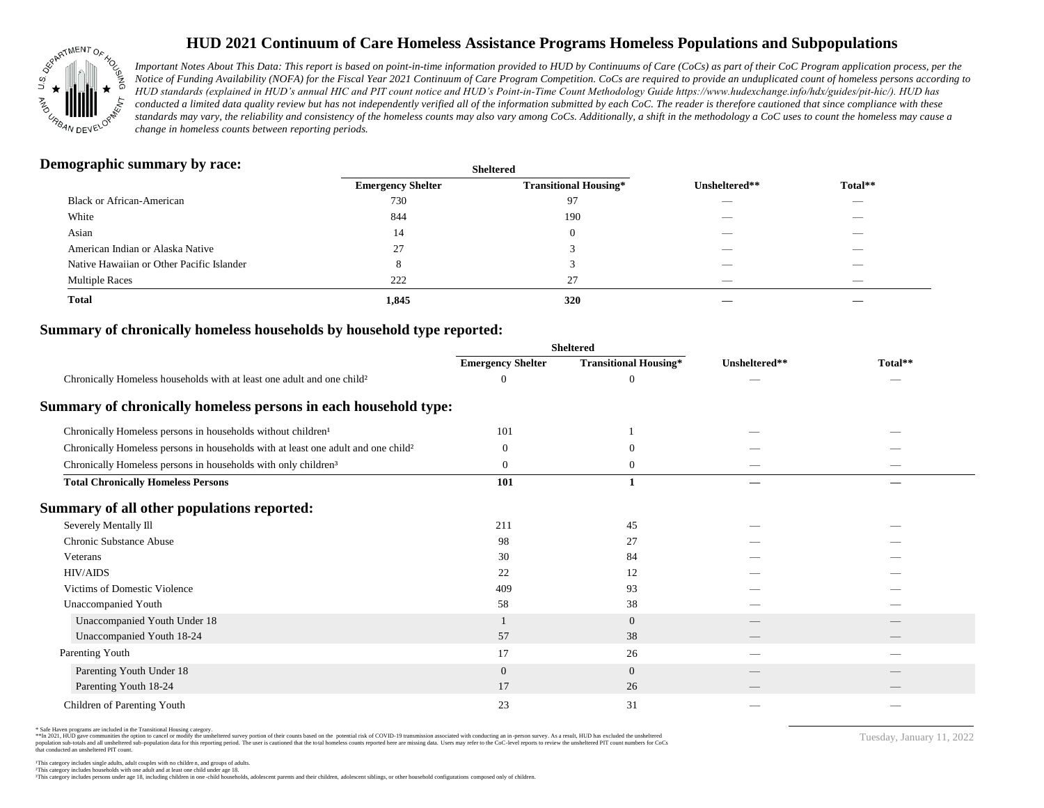# HUD 2021 Continuum of Care Homeless Assistance Programs Homeless Populations and Subpopulations

*Important Notes About This Data: This report is based on point-in-time information provided to HUD by Continuums of Care (CoCs) as part of their CoC Program application process, per the Notice of Funding Availability (NOFA) for the Fiscal Year 2021 Continuum of Care Program Competition. CoCs are required to provide an unduplicated count of homeless persons according to HUD standards (explained in HUD's annual HIC and PIT count notice and HUD's Point-in-Time Count Methodology Guide https://www.hudexchange.info/hdx/guides/pit-hic/). HUD has conducted a limited data quality review but has not independently verified all of the information submitted by each CoC. The reader is therefore cautioned that since compliance with these standards may vary, the reliability and consistency of the homeless counts may also vary among CoCs. Additionally, a shift in the methodology a CoC uses to count the homeless may cause a change in homeless counts between reporting periods.*

## Demographic summary by race:

| | Sheltered | | | |
|---|---|---|---|---|
| | Emergency Shelter | Transitional Housing* | Unsheltered** | Total** |
| Black or African-American | 730 | 97 | — | — |
| White | 844 | 190 | — | — |
| Asian | 14 | 0 | — | — |
| American Indian or Alaska Native | 27 | 3 | — | — |
| Native Hawaiian or Other Pacific Islander | 8 | 3 | — | — |
| Multiple Races | 222 | 27 | — | — |
| **Total** | **1,845** | **320** | **—** | **—** |

## Summary of chronically homeless households by household type reported:

| | Sheltered | | | |
|---|---|---|---|---|
| | Emergency Shelter | Transitional Housing* | Unsheltered** | Total** |
| Chronically Homeless households with at least one adult and one child² | 0 | 0 | — | — |

## Summary of chronically homeless persons in each household type:

| | Emergency Shelter | Transitional Housing* | Unsheltered** | Total** |
|---|---|---|---|---|
| Chronically Homeless persons in households without children¹ | 101 | 1 | — | — |
| Chronically Homeless persons in households with at least one adult and one child² | 0 | 0 | — | — |
| Chronically Homeless persons in households with only children³ | 0 | 0 | — | — |
| **Total Chronically Homeless Persons** | **101** | **1** | **—** | **—** |

## Summary of all other populations reported:

| | Emergency Shelter | Transitional Housing* | Unsheltered** | Total** |
|---|---|---|---|---|
| Severely Mentally Ill | 211 | 45 | — | — |
| Chronic Substance Abuse | 98 | 27 | — | — |
| Veterans | 30 | 84 | — | — |
| HIV/AIDS | 22 | 12 | — | — |
| Victims of Domestic Violence | 409 | 93 | — | — |
| Unaccompanied Youth | 58 | 38 | — | — |
| Unaccompanied Youth Under 18 | 1 | 0 | — | — |
| Unaccompanied Youth 18-24 | 57 | 38 | — | — |
| Parenting Youth | 17 | 26 | — | — |
| Parenting Youth Under 18 | 0 | 0 | — | — |
| Parenting Youth 18-24 | 17 | 26 | — | — |
| Children of Parenting Youth | 23 | 31 | — | — |

\* Safe Haven programs are included in the Transitional Housing category.
\*\*In 2021, HUD gave communities the option to cancel or modify the unsheltered survey portion of their counts based on the potential risk of COVID-19 transmission associated with conducting an in-person survey. As a result, HUD has excluded the unsheltered population sub-totals and all unsheltered sub-population data for this reporting period. The user is cautioned that the total homeless counts reported here are missing data. Users may refer to the CoC-level reports to review the unsheltered PIT count numbers for CoCs that conducted an unsheltered PIT count.

¹This category includes single adults, adult couples with no children, and groups of adults.
²This category includes households with one adult and at least one child under age 18.
³This category includes persons under age 18, including children in one-child households, adolescent parents and their children, adolescent siblings, or other household configurations composed only of children.

Tuesday, January 11, 2022